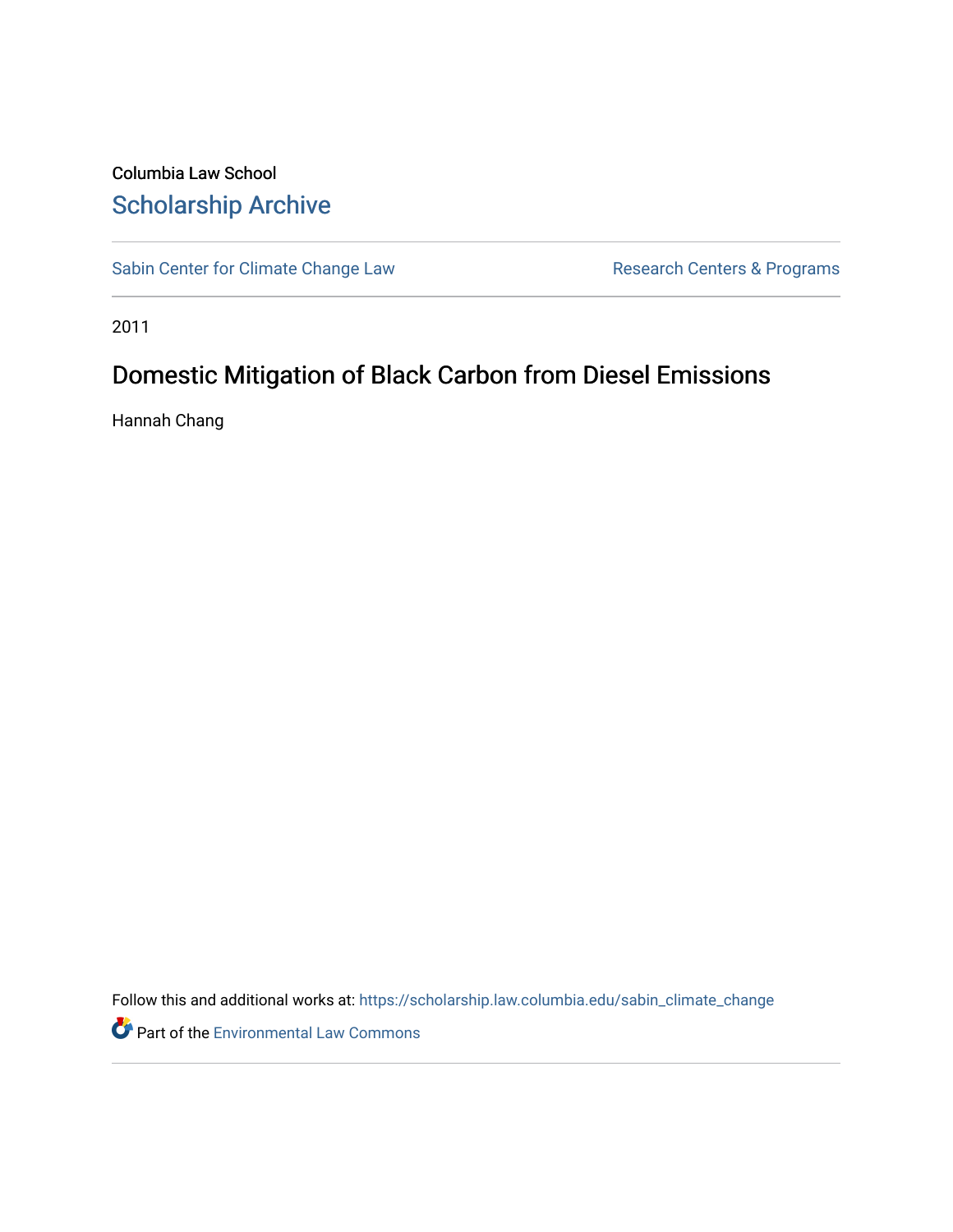Columbia Law School

# Scholarship Archive

Sabin Center for Climate Change Law | Research Centers & Programs

2011

## Domestic Mitigation of Black Carbon from Diesel Emissions

Hannah Chang

Follow this and additional works at: https://scholarship.law.columbia.edu/sabin_climate_change

Part of the Environmental Law Commons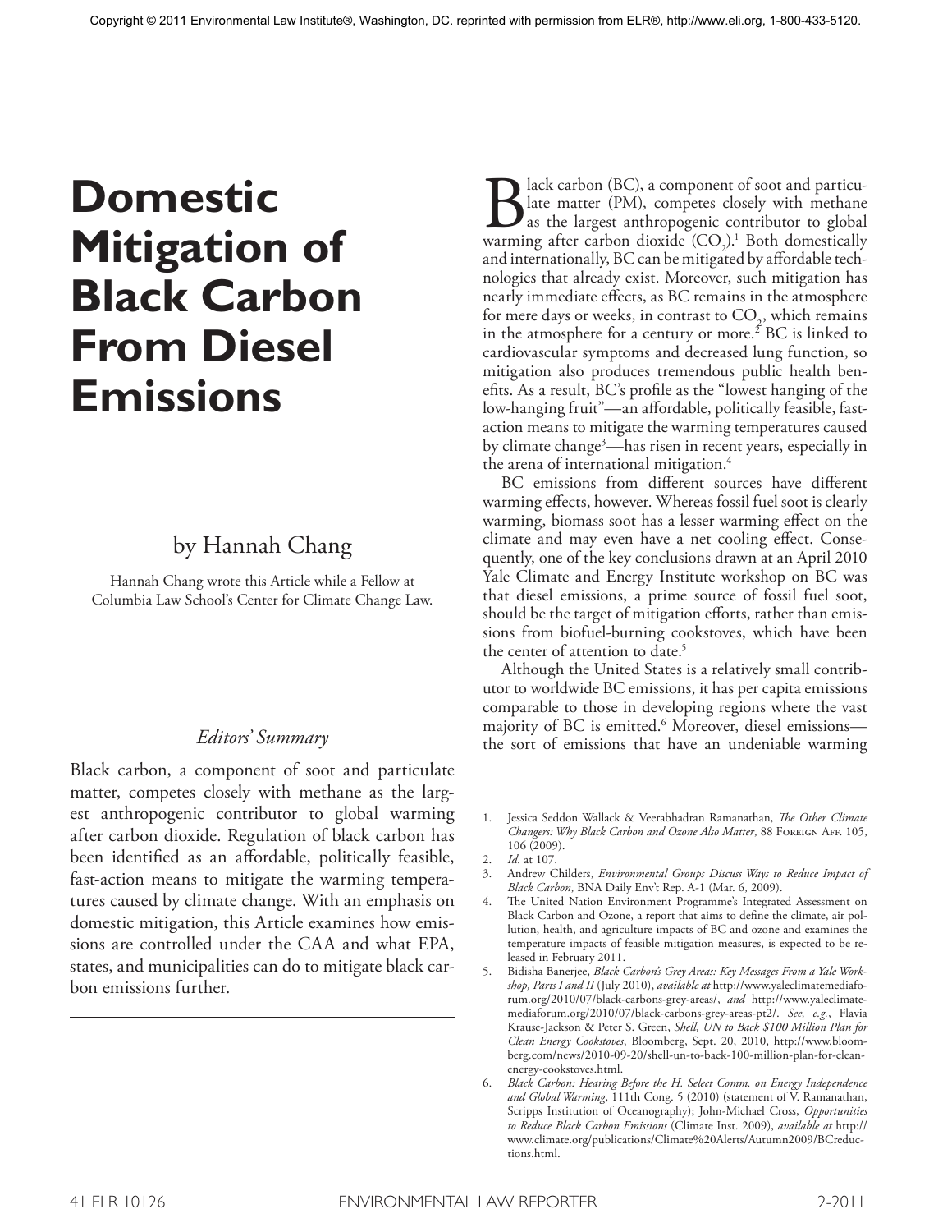Copyright © 2011 Environmental Law Institute®, Washington, DC. reprinted with permission from ELR®, http://www.eli.org, 1-800-433-5120.

# Domestic Mitigation of Black Carbon From Diesel Emissions

by Hannah Chang

Hannah Chang wrote this Article while a Fellow at Columbia Law School's Center for Climate Change Law.

*Editors' Summary*

Black carbon, a component of soot and particulate matter, competes closely with methane as the largest anthropogenic contributor to global warming after carbon dioxide. Regulation of black carbon has been identified as an affordable, politically feasible, fast-action means to mitigate the warming temperatures caused by climate change. With an emphasis on domestic mitigation, this Article examines how emissions are controlled under the CAA and what EPA, states, and municipalities can do to mitigate black carbon emissions further.

Black carbon (BC), a component of soot and particulate matter (PM), competes closely with methane as the largest anthropogenic contributor to global warming after carbon dioxide ($CO_2$).[1] Both domestically and internationally, BC can be mitigated by affordable technologies that already exist. Moreover, such mitigation has nearly immediate effects, as BC remains in the atmosphere for mere days or weeks, in contrast to $CO_2$, which remains in the atmosphere for a century or more.[2] BC is linked to cardiovascular symptoms and decreased lung function, so mitigation also produces tremendous public health benefits. As a result, BC's profile as the "lowest hanging of the low-hanging fruit"—an affordable, politically feasible, fast-action means to mitigate the warming temperatures caused by climate change[3]—has risen in recent years, especially in the arena of international mitigation.[4]

BC emissions from different sources have different warming effects, however. Whereas fossil fuel soot is clearly warming, biomass soot has a lesser warming effect on the climate and may even have a net cooling effect. Consequently, one of the key conclusions drawn at an April 2010 Yale Climate and Energy Institute workshop on BC was that diesel emissions, a prime source of fossil fuel soot, should be the target of mitigation efforts, rather than emissions from biofuel-burning cookstoves, which have been the center of attention to date.[5]

Although the United States is a relatively small contributor to worldwide BC emissions, it has per capita emissions comparable to those in developing regions where the vast majority of BC is emitted.[6] Moreover, diesel emissions—the sort of emissions that have an undeniable warming

---

1. Jessica Seddon Wallack & Veerabhadran Ramanathan, *The Other Climate Changers: Why Black Carbon and Ozone Also Matter*, 88 Foreign Aff. 105, 106 (2009).
2. *Id.* at 107.
3. Andrew Childers, *Environmental Groups Discuss Ways to Reduce Impact of Black Carbon*, BNA Daily Env't Rep. A-1 (Mar. 6, 2009).
4. The United Nation Environment Programme's Integrated Assessment on Black Carbon and Ozone, a report that aims to define the climate, air pollution, health, and agriculture impacts of BC and ozone and examines the temperature impacts of feasible mitigation measures, is expected to be released in February 2011.
5. Bidisha Banerjee, *Black Carbon's Grey Areas: Key Messages From a Yale Workshop, Parts I and II* (July 2010), *available at* http://www.yaleclimatemediaforum.org/2010/07/black-carbons-grey-areas/, *and* http://www.yaleclimatemediaforum.org/2010/07/black-carbons-grey-areas-pt2/. *See, e.g.*, Flavia Krause-Jackson & Peter S. Green, *Shell, UN to Back $100 Million Plan for Clean Energy Cookstoves*, Bloomberg, Sept. 20, 2010, http://www.bloomberg.com/news/2010-09-20/shell-un-to-back-100-million-plan-for-clean-energy-cookstoves.html.
6. *Black Carbon: Hearing Before the H. Select Comm. on Energy Independence and Global Warming*, 111th Cong. 5 (2010) (statement of V. Ramanathan, Scripps Institution of Oceanography); John-Michael Cross, *Opportunities to Reduce Black Carbon Emissions* (Climate Inst. 2009), *available at* http://www.climate.org/publications/Climate%20Alerts/Autumn2009/BCreductions.html.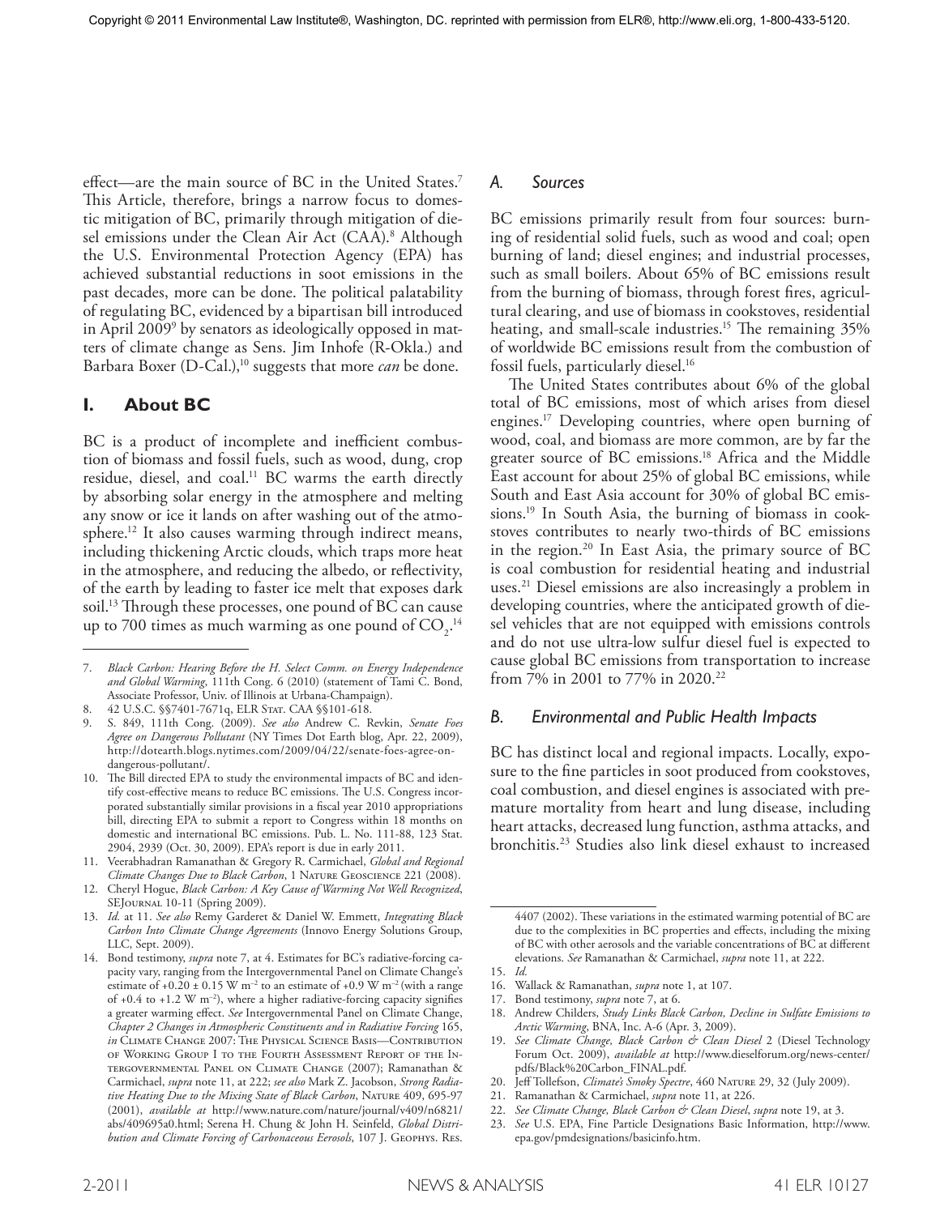effect—are the main source of BC in the United States.[7] This Article, therefore, brings a narrow focus to domestic mitigation of BC, primarily through mitigation of diesel emissions under the Clean Air Act (CAA).[8] Although the U.S. Environmental Protection Agency (EPA) has achieved substantial reductions in soot emissions in the past decades, more can be done. The political palatability of regulating BC, evidenced by a bipartisan bill introduced in April 2009[9] by senators as ideologically opposed in matters of climate change as Sens. Jim Inhofe (R-Okla.) and Barbara Boxer (D-Cal.),[10] suggests that more *can* be done.

## I. About BC

BC is a product of incomplete and inefficient combustion of biomass and fossil fuels, such as wood, dung, crop residue, diesel, and coal.[11] BC warms the earth directly by absorbing solar energy in the atmosphere and melting any snow or ice it lands on after washing out of the atmosphere.[12] It also causes warming through indirect means, including thickening Arctic clouds, which traps more heat in the atmosphere, and reducing the albedo, or reflectivity, of the earth by leading to faster ice melt that exposes dark soil.[13] Through these processes, one pound of BC can cause up to 700 times as much warming as one pound of $CO_2$.[14]

### A. Sources

BC emissions primarily result from four sources: burning of residential solid fuels, such as wood and coal; open burning of land; diesel engines; and industrial processes, such as small boilers. About 65% of BC emissions result from the burning of biomass, through forest fires, agricultural clearing, and use of biomass in cookstoves, residential heating, and small-scale industries.[15] The remaining 35% of worldwide BC emissions result from the combustion of fossil fuels, particularly diesel.[16]

The United States contributes about 6% of the global total of BC emissions, most of which arises from diesel engines.[17] Developing countries, where open burning of wood, coal, and biomass are more common, are by far the greater source of BC emissions.[18] Africa and the Middle East account for about 25% of global BC emissions, while South and East Asia account for 30% of global BC emissions.[19] In South Asia, the burning of biomass in cookstoves contributes to nearly two-thirds of BC emissions in the region.[20] In East Asia, the primary source of BC is coal combustion for residential heating and industrial uses.[21] Diesel emissions are also increasingly a problem in developing countries, where the anticipated growth of diesel vehicles that are not equipped with emissions controls and do not use ultra-low sulfur diesel fuel is expected to cause global BC emissions from transportation to increase from 7% in 2001 to 77% in 2020.[22]

### B. Environmental and Public Health Impacts

BC has distinct local and regional impacts. Locally, exposure to the fine particles in soot produced from cookstoves, coal combustion, and diesel engines is associated with premature mortality from heart and lung disease, including heart attacks, decreased lung function, asthma attacks, and bronchitis.[23] Studies also link diesel exhaust to increased

---

7. *Black Carbon: Hearing Before the H. Select Comm. on Energy Independence and Global Warming*, 111th Cong. 6 (2010) (statement of Tami C. Bond, Associate Professor, Univ. of Illinois at Urbana-Champaign).
8. 42 U.S.C. §§7401-7671q, ELR Stat. CAA §§101-618.
9. S. 849, 111th Cong. (2009). *See also* Andrew C. Revkin, *Senate Foes Agree on Dangerous Pollutant* (NY Times Dot Earth blog, Apr. 22, 2009), http://dotearth.blogs.nytimes.com/2009/04/22/senate-foes-agree-on-dangerous-pollutant/.
10. The Bill directed EPA to study the environmental impacts of BC and identify cost-effective means to reduce BC emissions. The U.S. Congress incorporated substantially similar provisions in a fiscal year 2010 appropriations bill, directing EPA to submit a report to Congress within 18 months on domestic and international BC emissions. Pub. L. No. 111-88, 123 Stat. 2904, 2939 (Oct. 30, 2009). EPA's report is due in early 2011.
11. Veerabhadran Ramanathan & Gregory R. Carmichael, *Global and Regional Climate Changes Due to Black Carbon*, 1 Nature Geoscience 221 (2008).
12. Cheryl Hogue, *Black Carbon: A Key Cause of Warming Not Well Recognized*, SEJournal 10-11 (Spring 2009).
13. *Id.* at 11. *See also* Remy Garderet & Daniel W. Emmett, *Integrating Black Carbon Into Climate Change Agreements* (Innovo Energy Solutions Group, LLC, Sept. 2009).
14. Bond testimony, *supra* note 7, at 4. Estimates for BC's radiative-forcing capacity vary, ranging from the Intergovernmental Panel on Climate Change's estimate of $+0.20 \pm 0.15$ W m$^{-2}$ to an estimate of $+0.9$ W m$^{-2}$ (with a range of $+0.4$ to $+1.2$ W m$^{-2}$), where a higher radiative-forcing capacity signifies a greater warming effect. *See* Intergovernmental Panel on Climate Change, *Chapter 2 Changes in Atmospheric Constituents and in Radiative Forcing* 165, *in* Climate Change 2007: The Physical Science Basis—Contribution of Working Group I to the Fourth Assessment Report of the Intergovernmental Panel on Climate Change (2007); Ramanathan & Carmichael, *supra* note 11, at 222; *see also* Mark Z. Jacobson, *Strong Radiative Heating Due to the Mixing State of Black Carbon*, Nature 409, 695-97 (2001), *available at* http://www.nature.com/nature/journal/v409/n6821/abs/409695a0.html; Serena H. Chung & John H. Seinfeld, *Global Distribution and Climate Forcing of Carbonaceous Eerosols*, 107 J. Geophys. Res. 4407 (2002). These variations in the estimated warming potential of BC are due to the complexities in BC properties and effects, including the mixing of BC with other aerosols and the variable concentrations of BC at different elevations. *See* Ramanathan & Carmichael, *supra* note 11, at 222.
15. *Id.*
16. Wallack & Ramanathan, *supra* note 1, at 107.
17. Bond testimony, *supra* note 7, at 6.
18. Andrew Childers, *Study Links Black Carbon, Decline in Sulfate Emissions to Arctic Warming*, BNA, Inc. A-6 (Apr. 3, 2009).
19. *See Climate Change, Black Carbon & Clean Diesel* 2 (Diesel Technology Forum Oct. 2009), *available at* http://www.dieselforum.org/news-center/pdfs/Black%20Carbon_FINAL.pdf.
20. Jeff Tollefson, *Climate's Smoky Spectre*, 460 Nature 29, 32 (July 2009).
21. Ramanathan & Carmichael, *supra* note 11, at 226.
22. *See Climate Change, Black Carbon & Clean Diesel*, *supra* note 19, at 3.
23. *See* U.S. EPA, Fine Particle Designations Basic Information, http://www.epa.gov/pmdesignations/basicinfo.htm.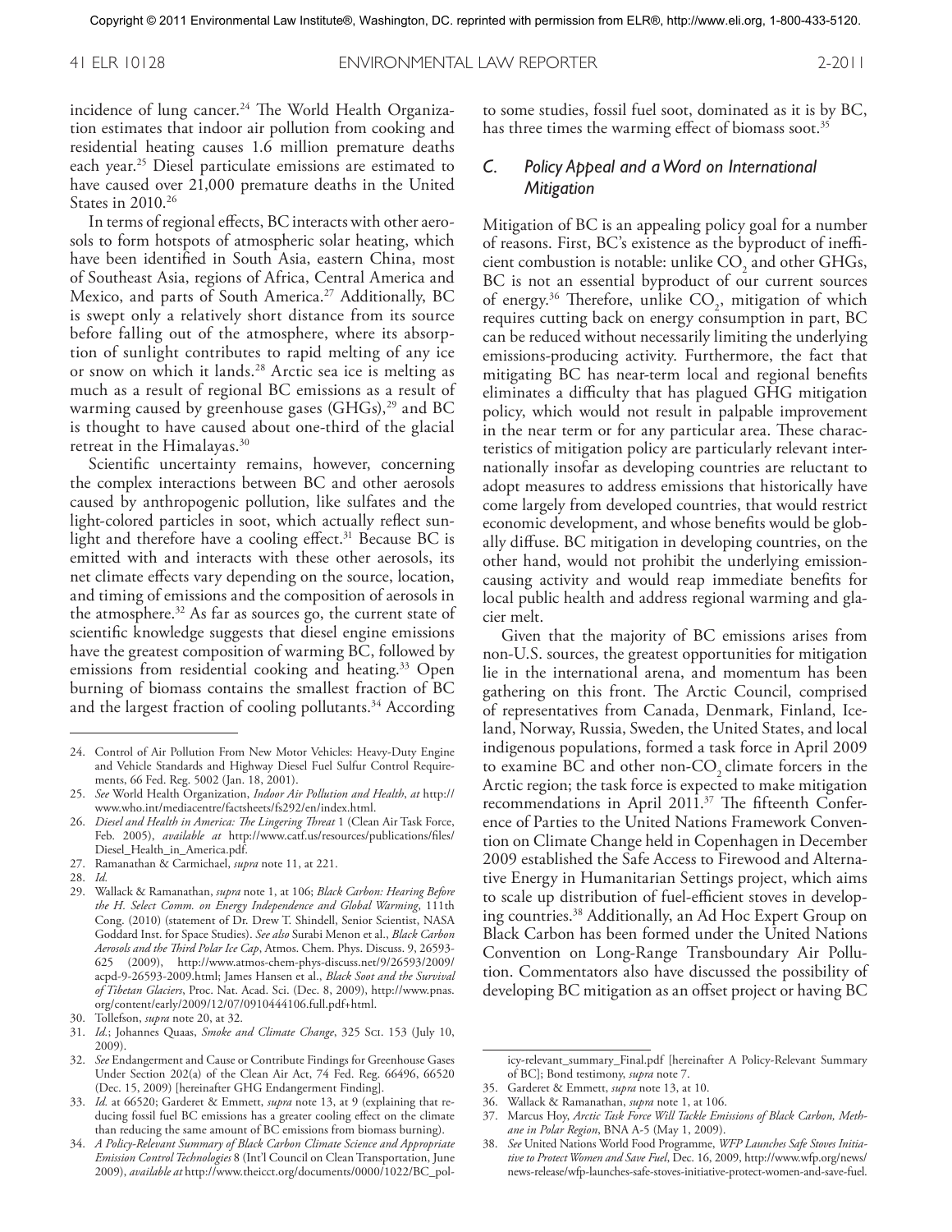incidence of lung cancer.[24] The World Health Organization estimates that indoor air pollution from cooking and residential heating causes 1.6 million premature deaths each year.[25] Diesel particulate emissions are estimated to have caused over 21,000 premature deaths in the United States in 2010.[26]

In terms of regional effects, BC interacts with other aerosols to form hotspots of atmospheric solar heating, which have been identified in South Asia, eastern China, most of Southeast Asia, regions of Africa, Central America and Mexico, and parts of South America.[27] Additionally, BC is swept only a relatively short distance from its source before falling out of the atmosphere, where its absorption of sunlight contributes to rapid melting of any ice or snow on which it lands.[28] Arctic sea ice is melting as much as a result of regional BC emissions as a result of warming caused by greenhouse gases (GHGs),[29] and BC is thought to have caused about one-third of the glacial retreat in the Himalayas.[30]

Scientific uncertainty remains, however, concerning the complex interactions between BC and other aerosols caused by anthropogenic pollution, like sulfates and the light-colored particles in soot, which actually reflect sunlight and therefore have a cooling effect.[31] Because BC is emitted with and interacts with these other aerosols, its net climate effects vary depending on the source, location, and timing of emissions and the composition of aerosols in the atmosphere.[32] As far as sources go, the current state of scientific knowledge suggests that diesel engine emissions have the greatest composition of warming BC, followed by emissions from residential cooking and heating.[33] Open burning of biomass contains the smallest fraction of BC and the largest fraction of cooling pollutants.[34] According to some studies, fossil fuel soot, dominated as it is by BC, has three times the warming effect of biomass soot.[35]

### C. Policy Appeal and a Word on International Mitigation

Mitigation of BC is an appealing policy goal for a number of reasons. First, BC's existence as the byproduct of inefficient combustion is notable: unlike $CO_2$ and other GHGs, BC is not an essential byproduct of our current sources of energy.[36] Therefore, unlike $CO_2$, mitigation of which requires cutting back on energy consumption in part, BC can be reduced without necessarily limiting the underlying emissions-producing activity. Furthermore, the fact that mitigating BC has near-term local and regional benefits eliminates a difficulty that has plagued GHG mitigation policy, which would not result in palpable improvement in the near term or for any particular area. These characteristics of mitigation policy are particularly relevant internationally insofar as developing countries are reluctant to adopt measures to address emissions that historically have come largely from developed countries, that would restrict economic development, and whose benefits would be globally diffuse. BC mitigation in developing countries, on the other hand, would not prohibit the underlying emission-causing activity and would reap immediate benefits for local public health and address regional warming and glacier melt.

Given that the majority of BC emissions arises from non-U.S. sources, the greatest opportunities for mitigation lie in the international arena, and momentum has been gathering on this front. The Arctic Council, comprised of representatives from Canada, Denmark, Finland, Iceland, Norway, Russia, Sweden, the United States, and local indigenous populations, formed a task force in April 2009 to examine BC and other non-$CO_2$ climate forcers in the Arctic region; the task force is expected to make mitigation recommendations in April 2011.[37] The fifteenth Conference of Parties to the United Nations Framework Convention on Climate Change held in Copenhagen in December 2009 established the Safe Access to Firewood and Alternative Energy in Humanitarian Settings project, which aims to scale up distribution of fuel-efficient stoves in developing countries.[38] Additionally, an Ad Hoc Expert Group on Black Carbon has been formed under the United Nations Convention on Long-Range Transboundary Air Pollution. Commentators also have discussed the possibility of developing BC mitigation as an offset project or having BC

---

24. Control of Air Pollution From New Motor Vehicles: Heavy-Duty Engine and Vehicle Standards and Highway Diesel Fuel Sulfur Control Requirements, 66 Fed. Reg. 5002 (Jan. 18, 2001).
25. *See* World Health Organization, *Indoor Air Pollution and Health*, *at* http://www.who.int/mediacentre/factsheets/fs292/en/index.html.
26. *Diesel and Health in America: The Lingering Threat* 1 (Clean Air Task Force, Feb. 2005), *available at* http://www.catf.us/resources/publications/files/Diesel_Health_in_America.pdf.
27. Ramanathan & Carmichael, *supra* note 11, at 221.
28. *Id.*
29. Wallack & Ramanathan, *supra* note 1, at 106; *Black Carbon: Hearing Before the H. Select Comm. on Energy Independence and Global Warming*, 111th Cong. (2010) (statement of Dr. Drew T. Shindell, Senior Scientist, NASA Goddard Inst. for Space Studies). *See also* Surabi Menon et al., *Black Carbon Aerosols and the Third Polar Ice Cap*, Atmos. Chem. Phys. Discuss. 9, 26593-625 (2009), http://www.atmos-chem-phys-discuss.net/9/26593/2009/acpd-9-26593-2009.html; James Hansen et al., *Black Soot and the Survival of Tibetan Glaciers*, Proc. Nat. Acad. Sci. (Dec. 8, 2009), http://www.pnas.org/content/early/2009/12/07/0910444106.full.pdf+html.
30. Tollefson, *supra* note 20, at 32.
31. *Id.*; Johannes Quaas, *Smoke and Climate Change*, 325 Sci. 153 (July 10, 2009).
32. *See* Endangerment and Cause or Contribute Findings for Greenhouse Gases Under Section 202(a) of the Clean Air Act, 74 Fed. Reg. 66496, 66520 (Dec. 15, 2009) [hereinafter GHG Endangerment Finding].
33. *Id.* at 66520; Garderet & Emmett, *supra* note 13, at 9 (explaining that reducing fossil fuel BC emissions has a greater cooling effect on the climate than reducing the same amount of BC emissions from biomass burning).
34. *A Policy-Relevant Summary of Black Carbon Climate Science and Appropriate Emission Control Technologies* 8 (Int'l Council on Clean Transportation, June 2009), *available at* http://www.theicct.org/documents/0000/1022/BC_policy-relevant_summary_Final.pdf [hereinafter A Policy-Relevant Summary of BC]; Bond testimony, *supra* note 7.
35. Garderet & Emmett, *supra* note 13, at 10.
36. Wallack & Ramanathan, *supra* note 1, at 106.
37. Marcus Hoy, *Arctic Task Force Will Tackle Emissions of Black Carbon, Methane in Polar Region*, BNA A-5 (May 1, 2009).
38. *See* United Nations World Food Programme, *WFP Launches Safe Stoves Initiative to Protect Women and Save Fuel*, Dec. 16, 2009, http://www.wfp.org/news/news-release/wfp-launches-safe-stoves-initiative-protect-women-and-save-fuel.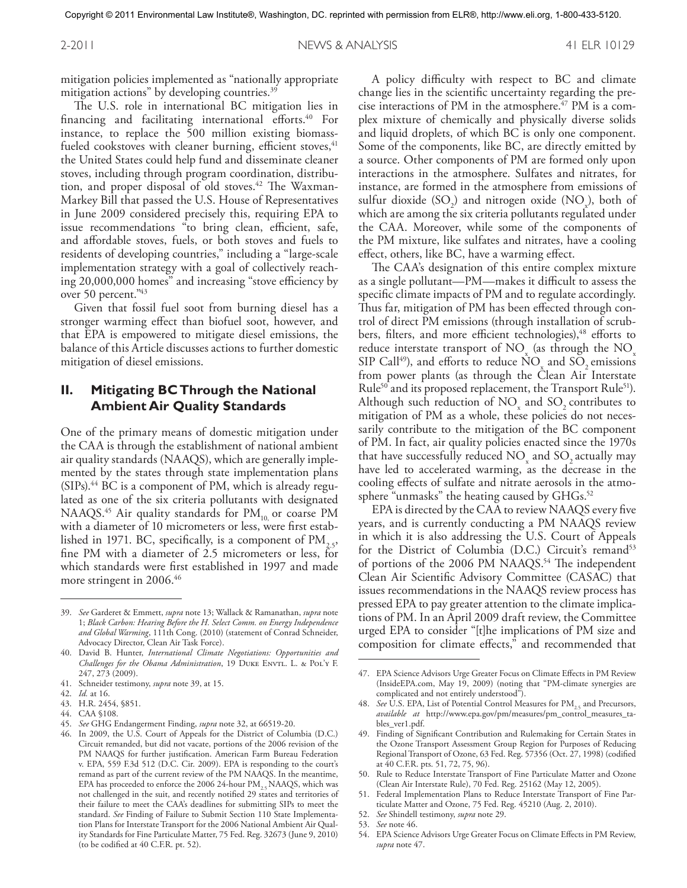mitigation policies implemented as "nationally appropriate mitigation actions" by developing countries.[39]

The U.S. role in international BC mitigation lies in financing and facilitating international efforts.[40] For instance, to replace the 500 million existing biomass-fueled cookstoves with cleaner burning, efficient stoves,[41] the United States could help fund and disseminate cleaner stoves, including through program coordination, distribution, and proper disposal of old stoves.[42] The Waxman-Markey Bill that passed the U.S. House of Representatives in June 2009 considered precisely this, requiring EPA to issue recommendations "to bring clean, efficient, safe, and affordable stoves, fuels, or both stoves and fuels to residents of developing countries," including a "large-scale implementation strategy with a goal of collectively reaching 20,000,000 homes" and increasing "stove efficiency by over 50 percent."[43]

Given that fossil fuel soot from burning diesel has a stronger warming effect than biofuel soot, however, and that EPA is empowered to mitigate diesel emissions, the balance of this Article discusses actions to further domestic mitigation of diesel emissions.

## II. Mitigating BC Through the National Ambient Air Quality Standards

One of the primary means of domestic mitigation under the CAA is through the establishment of national ambient air quality standards (NAAQS), which are generally implemented by the states through state implementation plans (SIPs).[44] BC is a component of PM, which is already regulated as one of the six criteria pollutants with designated NAAQS.[45] Air quality standards for $PM_{10}$, or coarse PM with a diameter of 10 micrometers or less, were first established in 1971. BC, specifically, is a component of $PM_{2.5}$, fine PM with a diameter of 2.5 micrometers or less, for which standards were first established in 1997 and made more stringent in 2006.[46]

A policy difficulty with respect to BC and climate change lies in the scientific uncertainty regarding the precise interactions of PM in the atmosphere.[47] PM is a complex mixture of chemically and physically diverse solids and liquid droplets, of which BC is only one component. Some of the components, like BC, are directly emitted by a source. Other components of PM are formed only upon interactions in the atmosphere. Sulfates and nitrates, for instance, are formed in the atmosphere from emissions of sulfur dioxide ($SO_2$) and nitrogen oxide ($NO_x$), both of which are among the six criteria pollutants regulated under the CAA. Moreover, while some of the components of the PM mixture, like sulfates and nitrates, have a cooling effect, others, like BC, have a warming effect.

The CAA's designation of this entire complex mixture as a single pollutant—PM—makes it difficult to assess the specific climate impacts of PM and to regulate accordingly. Thus far, mitigation of PM has been effected through control of direct PM emissions (through installation of scrubbers, filters, and more efficient technologies),[48] efforts to reduce interstate transport of $NO_x$ (as through the $NO_x$ SIP Call[49]), and efforts to reduce $NO_x$ and $SO_2$ emissions from power plants (as through the Clean Air Interstate Rule[50] and its proposed replacement, the Transport Rule[51]). Although such reduction of $NO_x$ and $SO_2$ contributes to mitigation of PM as a whole, these policies do not necessarily contribute to the mitigation of the BC component of PM. In fact, air quality policies enacted since the 1970s that have successfully reduced $NO_x$ and $SO_2$ actually may have led to accelerated warming, as the decrease in the cooling effects of sulfate and nitrate aerosols in the atmosphere "unmasks" the heating caused by GHGs.[52]

EPA is directed by the CAA to review NAAQS every five years, and is currently conducting a PM NAAQS review in which it is also addressing the U.S. Court of Appeals for the District of Columbia (D.C.) Circuit's remand[53] of portions of the 2006 PM NAAQS.[54] The independent Clean Air Scientific Advisory Committee (CASAC) that issues recommendations in the NAAQS review process has pressed EPA to pay greater attention to the climate implications of PM. In an April 2009 draft review, the Committee urged EPA to consider "[t]he implications of PM size and composition for climate effects," and recommended that

---

39. *See* Garderet & Emmett, *supra* note 13; Wallack & Ramanathan, *supra* note 1; *Black Carbon: Hearing Before the H. Select Comm. on Energy Independence and Global Warming*, 111th Cong. (2010) (statement of Conrad Schneider, Advocacy Director, Clean Air Task Force).

40. David B. Hunter, *International Climate Negotiations: Opportunities and Challenges for the Obama Administration*, 19 Duke Envtl. L. & Pol'y F. 247, 273 (2009).

41. Schneider testimony, *supra* note 39, at 15.

42. *Id.* at 16.

43. H.R. 2454, §851.

44. CAA §108.

45. *See* GHG Endangerment Finding, *supra* note 32, at 66519-20.

46. In 2009, the U.S. Court of Appeals for the District of Columbia (D.C.) Circuit remanded, but did not vacate, portions of the 2006 revision of the PM NAAQS for further justification. American Farm Bureau Federation v. EPA, 559 F.3d 512 (D.C. Cir. 2009). EPA is responding to the court's remand as part of the current review of the PM NAAQS. In the meantime, EPA has proceeded to enforce the 2006 24-hour $PM_{2.5}$ NAAQS, which was not challenged in the suit, and recently notified 29 states and territories of their failure to meet the CAA's deadlines for submitting SIPs to meet the standard. *See* Finding of Failure to Submit Section 110 State Implementation Plans for Interstate Transport for the 2006 National Ambient Air Quality Standards for Fine Particulate Matter, 75 Fed. Reg. 32673 (June 9, 2010) (to be codified at 40 C.F.R. pt. 52).

47. EPA Science Advisors Urge Greater Focus on Climate Effects in PM Review (InsideEPA.com, May 19, 2009) (noting that "PM-climate synergies are complicated and not entirely understood").

48. *See* U.S. EPA, List of Potential Control Measures for $PM_{2.5}$ and Precursors, *available at* http://www.epa.gov/pm/measures/pm_control_measures_tables_ver1.pdf.

49. Finding of Significant Contribution and Rulemaking for Certain States in the Ozone Transport Assessment Group Region for Purposes of Reducing Regional Transport of Ozone, 63 Fed. Reg. 57356 (Oct. 27, 1998) (codified at 40 C.F.R. pts. 51, 72, 75, 96).

50. Rule to Reduce Interstate Transport of Fine Particulate Matter and Ozone (Clean Air Interstate Rule), 70 Fed. Reg. 25162 (May 12, 2005).

51. Federal Implementation Plans to Reduce Interstate Transport of Fine Particulate Matter and Ozone, 75 Fed. Reg. 45210 (Aug. 2, 2010).

52. *See* Shindell testimony, *supra* note 29.

53. *See* note 46.

54. EPA Science Advisors Urge Greater Focus on Climate Effects in PM Review, *supra* note 47.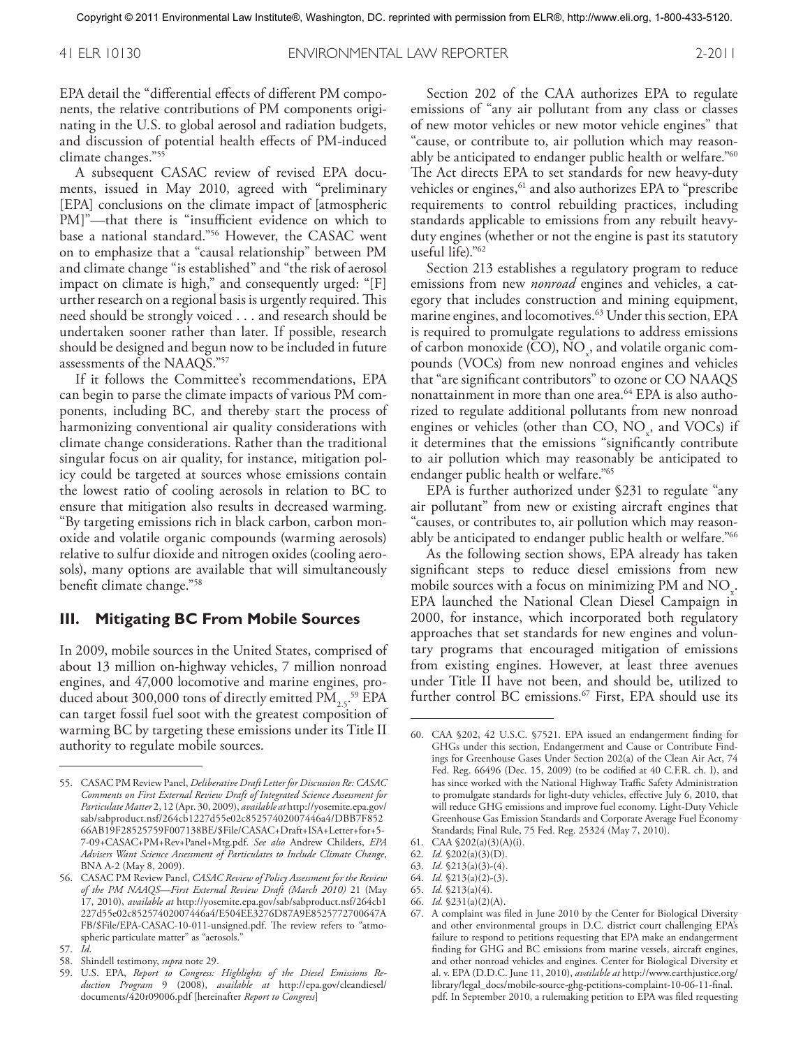EPA detail the "differential effects of different PM components, the relative contributions of PM components originating in the U.S. to global aerosol and radiation budgets, and discussion of potential health effects of PM-induced climate changes."[55]

A subsequent CASAC review of revised EPA documents, issued in May 2010, agreed with "preliminary [EPA] conclusions on the climate impact of [atmospheric PM]"—that there is "insufficient evidence on which to base a national standard."[56] However, the CASAC went on to emphasize that a "causal relationship" between PM and climate change "is established" and "the risk of aerosol impact on climate is high," and consequently urged: "[F]urther research on a regional basis is urgently required. This need should be strongly voiced . . . and research should be undertaken sooner rather than later. If possible, research should be designed and begun now to be included in future assessments of the NAAQS."[57]

If it follows the Committee's recommendations, EPA can begin to parse the climate impacts of various PM components, including BC, and thereby start the process of harmonizing conventional air quality considerations with climate change considerations. Rather than the traditional singular focus on air quality, for instance, mitigation policy could be targeted at sources whose emissions contain the lowest ratio of cooling aerosols in relation to BC to ensure that mitigation also results in decreased warming. "By targeting emissions rich in black carbon, carbon monoxide and volatile organic compounds (warming aerosols) relative to sulfur dioxide and nitrogen oxides (cooling aerosols), many options are available that will simultaneously benefit climate change."[58]

## III. Mitigating BC From Mobile Sources

In 2009, mobile sources in the United States, comprised of about 13 million on-highway vehicles, 7 million nonroad engines, and 47,000 locomotive and marine engines, produced about 300,000 tons of directly emitted $PM_{2.5}$.[59] EPA can target fossil fuel soot with the greatest composition of warming BC by targeting these emissions under its Title II authority to regulate mobile sources.

Section 202 of the CAA authorizes EPA to regulate emissions of "any air pollutant from any class or classes of new motor vehicles or new motor vehicle engines" that "cause, or contribute to, air pollution which may reasonably be anticipated to endanger public health or welfare."[60] The Act directs EPA to set standards for new heavy-duty vehicles or engines,[61] and also authorizes EPA to "prescribe requirements to control rebuilding practices, including standards applicable to emissions from any rebuilt heavy-duty engines (whether or not the engine is past its statutory useful life)."[62]

Section 213 establishes a regulatory program to reduce emissions from new *nonroad* engines and vehicles, a category that includes construction and mining equipment, marine engines, and locomotives.[63] Under this section, EPA is required to promulgate regulations to address emissions of carbon monoxide (CO), $NO_x$, and volatile organic compounds (VOCs) from new nonroad engines and vehicles that "are significant contributors" to ozone or CO NAAQS nonattainment in more than one area.[64] EPA is also authorized to regulate additional pollutants from new nonroad engines or vehicles (other than CO, $NO_x$, and VOCs) if it determines that the emissions "significantly contribute to air pollution which may reasonably be anticipated to endanger public health or welfare."[65]

EPA is further authorized under §231 to regulate "any air pollutant" from new or existing aircraft engines that "causes, or contributes to, air pollution which may reasonably be anticipated to endanger public health or welfare."[66]

As the following section shows, EPA already has taken significant steps to reduce diesel emissions from new mobile sources with a focus on minimizing PM and $NO_x$. EPA launched the National Clean Diesel Campaign in 2000, for instance, which incorporated both regulatory approaches that set standards for new engines and voluntary programs that encouraged mitigation of emissions from existing engines. However, at least three avenues under Title II have not been, and should be, utilized to further control BC emissions.[67] First, EPA should use its

---

55. CASAC PM Review Panel, *Deliberative Draft Letter for Discussion Re: CASAC Comments on First External Review Draft of Integrated Science Assessment for Particulate Matter* 2, 12 (Apr. 30, 2009), *available at* http://yosemite.epa.gov/sab/sabproduct.nsf/264cb1227d55e02c85257402007446a4/DBB7F85266AB19F28525759F007138BE/$File/CASAC+Draft+ISA+Letter+for+5-7-09+CASAC+PM+Rev+Panel+Mtg.pdf. *See also* Andrew Childers, *EPA Advisers Want Science Assessment of Particulates to Include Climate Change*, BNA A-2 (May 8, 2009).

56. CASAC PM Review Panel, *CASAC Review of Policy Assessment for the Review of the PM NAAQS—First External Review Draft (March 2010)* 21 (May 17, 2010), *available at* http://yosemite.epa.gov/sab/sabproduct.nsf/264cb1227d55e02c85257402007446a4/E504EE3276D87A9E8525772700647AFB/$File/EPA-CASAC-10-011-unsigned.pdf. The review refers to "atmospheric particulate matter" as "aerosols."

57. *Id.*

58. Shindell testimony, *supra* note 29.

59. U.S. EPA, *Report to Congress: Highlights of the Diesel Emissions Reduction Program* 9 (2008), *available at* http://epa.gov/cleandiesel/documents/420r09006.pdf [hereinafter *Report to Congress*]

60. CAA §202, 42 U.S.C. §7521. EPA issued an endangerment finding for GHGs under this section, Endangerment and Cause or Contribute Findings for Greenhouse Gases Under Section 202(a) of the Clean Air Act, 74 Fed. Reg. 66496 (Dec. 15, 2009) (to be codified at 40 C.F.R. ch. I), and has since worked with the National Highway Traffic Safety Administration to promulgate standards for light-duty vehicles, effective July 6, 2010, that will reduce GHG emissions and improve fuel economy. Light-Duty Vehicle Greenhouse Gas Emission Standards and Corporate Average Fuel Economy Standards; Final Rule, 75 Fed. Reg. 25324 (May 7, 2010).

61. CAA §202(a)(3)(A)(i).

62. *Id.* §202(a)(3)(D).

63. *Id.* §213(a)(3)-(4).

64. *Id.* §213(a)(2)-(3).

65. *Id.* §213(a)(4).

66. *Id.* §231(a)(2)(A).

67. A complaint was filed in June 2010 by the Center for Biological Diversity and other environmental groups in D.C. district court challenging EPA's failure to respond to petitions requesting that EPA make an endangerment finding for GHG and BC emissions from marine vessels, aircraft engines, and other nonroad vehicles and engines. Center for Biological Diversity et al. v. EPA (D.D.C. June 11, 2010), *available at* http://www.earthjustice.org/library/legal_docs/mobile-source-ghg-petitions-complaint-10-06-11-final.pdf. In September 2010, a rulemaking petition to EPA was filed requesting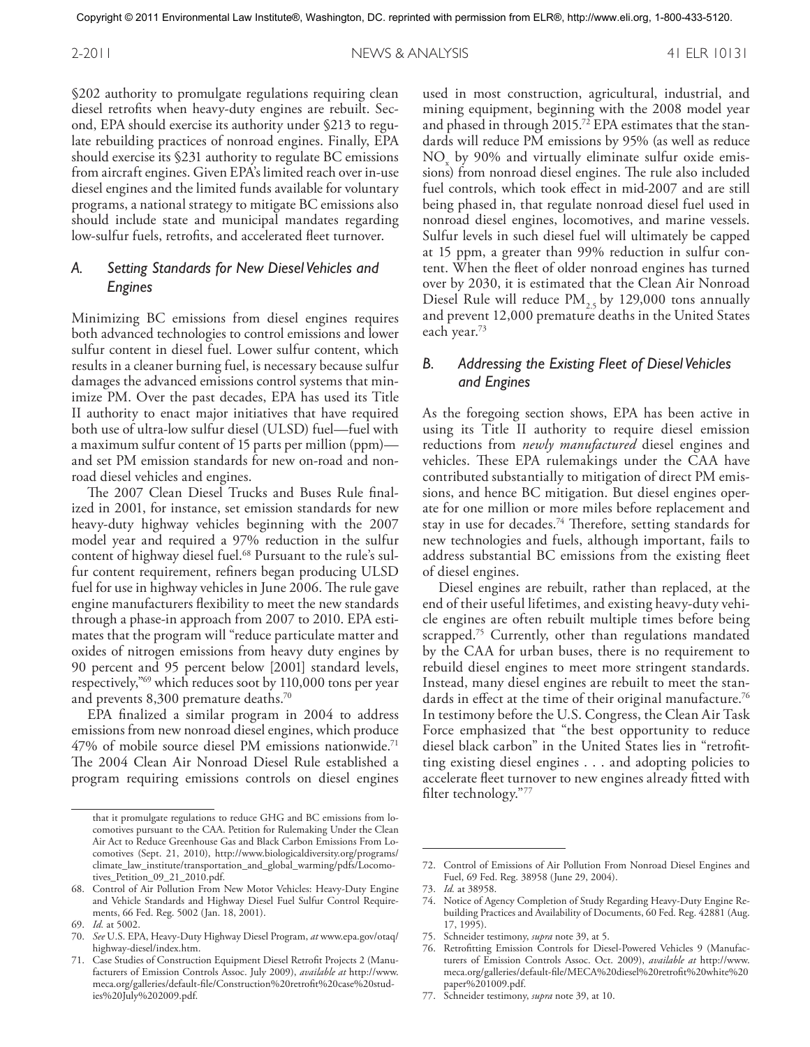§202 authority to promulgate regulations requiring clean diesel retrofits when heavy-duty engines are rebuilt. Second, EPA should exercise its authority under §213 to regulate rebuilding practices of nonroad engines. Finally, EPA should exercise its §231 authority to regulate BC emissions from aircraft engines. Given EPA's limited reach over in-use diesel engines and the limited funds available for voluntary programs, a national strategy to mitigate BC emissions also should include state and municipal mandates regarding low-sulfur fuels, retrofits, and accelerated fleet turnover.

### *A. Setting Standards for New Diesel Vehicles and Engines*

Minimizing BC emissions from diesel engines requires both advanced technologies to control emissions and lower sulfur content in diesel fuel. Lower sulfur content, which results in a cleaner burning fuel, is necessary because sulfur damages the advanced emissions control systems that minimize PM. Over the past decades, EPA has used its Title II authority to enact major initiatives that have required both use of ultra-low sulfur diesel (ULSD) fuel—fuel with a maximum sulfur content of 15 parts per million (ppm)—and set PM emission standards for new on-road and nonroad diesel vehicles and engines.

The 2007 Clean Diesel Trucks and Buses Rule finalized in 2001, for instance, set emission standards for new heavy-duty highway vehicles beginning with the 2007 model year and required a 97% reduction in the sulfur content of highway diesel fuel.[68] Pursuant to the rule's sulfur content requirement, refiners began producing ULSD fuel for use in highway vehicles in June 2006. The rule gave engine manufacturers flexibility to meet the new standards through a phase-in approach from 2007 to 2010. EPA estimates that the program will "reduce particulate matter and oxides of nitrogen emissions from heavy duty engines by 90 percent and 95 percent below [2001] standard levels, respectively,"[69] which reduces soot by 110,000 tons per year and prevents 8,300 premature deaths.[70]

EPA finalized a similar program in 2004 to address emissions from new nonroad diesel engines, which produce 47% of mobile source diesel PM emissions nationwide.[71] The 2004 Clean Air Nonroad Diesel Rule established a program requiring emissions controls on diesel engines used in most construction, agricultural, industrial, and mining equipment, beginning with the 2008 model year and phased in through 2015.[72] EPA estimates that the standards will reduce PM emissions by 95% (as well as reduce $NO_x$ by 90% and virtually eliminate sulfur oxide emissions) from nonroad diesel engines. The rule also included fuel controls, which took effect in mid-2007 and are still being phased in, that regulate nonroad diesel fuel used in nonroad diesel engines, locomotives, and marine vessels. Sulfur levels in such diesel fuel will ultimately be capped at 15 ppm, a greater than 99% reduction in sulfur content. When the fleet of older nonroad engines has turned over by 2030, it is estimated that the Clean Air Nonroad Diesel Rule will reduce $PM_{2.5}$ by 129,000 tons annually and prevent 12,000 premature deaths in the United States each year.[73]

### *B. Addressing the Existing Fleet of Diesel Vehicles and Engines*

As the foregoing section shows, EPA has been active in using its Title II authority to require diesel emission reductions from *newly manufactured* diesel engines and vehicles. These EPA rulemakings under the CAA have contributed substantially to mitigation of direct PM emissions, and hence BC mitigation. But diesel engines operate for one million or more miles before replacement and stay in use for decades.[74] Therefore, setting standards for new technologies and fuels, although important, fails to address substantial BC emissions from the existing fleet of diesel engines.

Diesel engines are rebuilt, rather than replaced, at the end of their useful lifetimes, and existing heavy-duty vehicle engines are often rebuilt multiple times before being scrapped.[75] Currently, other than regulations mandated by the CAA for urban buses, there is no requirement to rebuild diesel engines to meet more stringent standards. Instead, many diesel engines are rebuilt to meet the standards in effect at the time of their original manufacture.[76] In testimony before the U.S. Congress, the Clean Air Task Force emphasized that "the best opportunity to reduce diesel black carbon" in the United States lies in "retrofitting existing diesel engines . . . and adopting policies to accelerate fleet turnover to new engines already fitted with filter technology."[77]

---

that it promulgate regulations to reduce GHG and BC emissions from locomotives pursuant to the CAA. Petition for Rulemaking Under the Clean Air Act to Reduce Greenhouse Gas and Black Carbon Emissions From Locomotives (Sept. 21, 2010), http://www.biologicaldiversity.org/programs/climate_law_institute/transportation_and_global_warming/pdfs/Locomotives_Petition_09_21_2010.pdf.

68. Control of Air Pollution From New Motor Vehicles: Heavy-Duty Engine and Vehicle Standards and Highway Diesel Fuel Sulfur Control Requirements, 66 Fed. Reg. 5002 (Jan. 18, 2001).

69. *Id.* at 5002.

70. *See* U.S. EPA, Heavy-Duty Highway Diesel Program, *at* www.epa.gov/otaq/highway-diesel/index.htm.

71. Case Studies of Construction Equipment Diesel Retrofit Projects 2 (Manufacturers of Emission Controls Assoc. July 2009), *available at* http://www.meca.org/galleries/default-file/Construction%20retrofit%20case%20studies%20July%202009.pdf.

72. Control of Emissions of Air Pollution From Nonroad Diesel Engines and Fuel, 69 Fed. Reg. 38958 (June 29, 2004).

73. *Id.* at 38958.

74. Notice of Agency Completion of Study Regarding Heavy-Duty Engine Rebuilding Practices and Availability of Documents, 60 Fed. Reg. 42881 (Aug. 17, 1995).

75. Schneider testimony, *supra* note 39, at 5.

76. Retrofitting Emission Controls for Diesel-Powered Vehicles 9 (Manufacturers of Emission Controls Assoc. Oct. 2009), *available at* http://www.meca.org/galleries/default-file/MECA%20diesel%20retrofit%20white%20paper%201009.pdf.

77. Schneider testimony, *supra* note 39, at 10.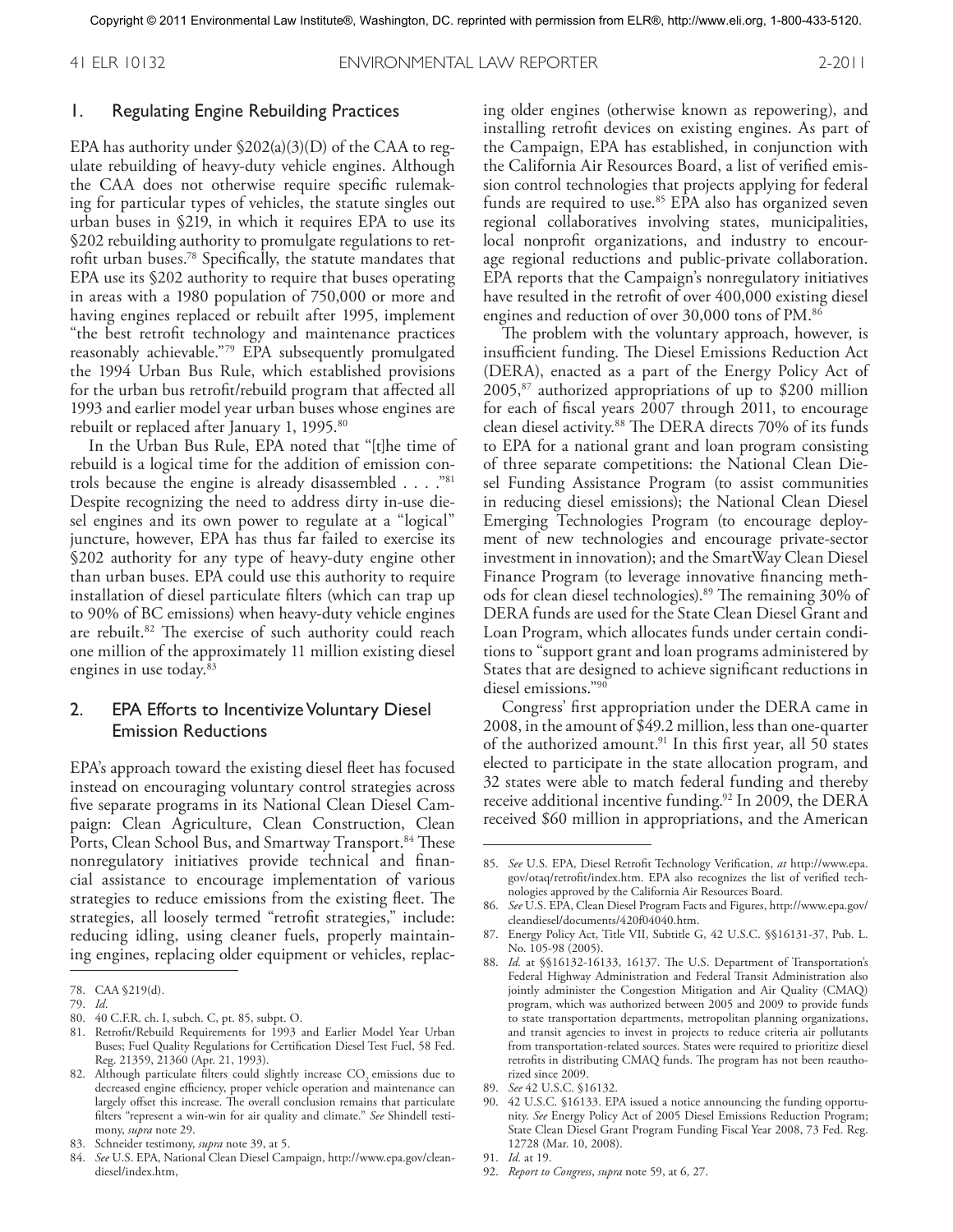### 1. Regulating Engine Rebuilding Practices

EPA has authority under §202(a)(3)(D) of the CAA to regulate rebuilding of heavy-duty vehicle engines. Although the CAA does not otherwise require specific rulemaking for particular types of vehicles, the statute singles out urban buses in §219, in which it requires EPA to use its §202 rebuilding authority to promulgate regulations to retrofit urban buses.[78] Specifically, the statute mandates that EPA use its §202 authority to require that buses operating in areas with a 1980 population of 750,000 or more and having engines replaced or rebuilt after 1995, implement "the best retrofit technology and maintenance practices reasonably achievable."[79] EPA subsequently promulgated the 1994 Urban Bus Rule, which established provisions for the urban bus retrofit/rebuild program that affected all 1993 and earlier model year urban buses whose engines are rebuilt or replaced after January 1, 1995.[80]

In the Urban Bus Rule, EPA noted that "[t]he time of rebuild is a logical time for the addition of emission controls because the engine is already disassembled . . . ."[81] Despite recognizing the need to address dirty in-use diesel engines and its own power to regulate at a "logical" juncture, however, EPA has thus far failed to exercise its §202 authority for any type of heavy-duty engine other than urban buses. EPA could use this authority to require installation of diesel particulate filters (which can trap up to 90% of BC emissions) when heavy-duty vehicle engines are rebuilt.[82] The exercise of such authority could reach one million of the approximately 11 million existing diesel engines in use today.[83]

### 2. EPA Efforts to Incentivize Voluntary Diesel Emission Reductions

EPA's approach toward the existing diesel fleet has focused instead on encouraging voluntary control strategies across five separate programs in its National Clean Diesel Campaign: Clean Agriculture, Clean Construction, Clean Ports, Clean School Bus, and Smartway Transport.[84] These nonregulatory initiatives provide technical and financial assistance to encourage implementation of various strategies to reduce emissions from the existing fleet. The strategies, all loosely termed "retrofit strategies," include: reducing idling, using cleaner fuels, properly maintaining engines, replacing older equipment or vehicles, replacing older engines (otherwise known as repowering), and installing retrofit devices on existing engines. As part of the Campaign, EPA has established, in conjunction with the California Air Resources Board, a list of verified emission control technologies that projects applying for federal funds are required to use.[85] EPA also has organized seven regional collaboratives involving states, municipalities, local nonprofit organizations, and industry to encourage regional reductions and public-private collaboration. EPA reports that the Campaign's nonregulatory initiatives have resulted in the retrofit of over 400,000 existing diesel engines and reduction of over 30,000 tons of PM.[86]

The problem with the voluntary approach, however, is insufficient funding. The Diesel Emissions Reduction Act (DERA), enacted as a part of the Energy Policy Act of 2005,[87] authorized appropriations of up to $200 million for each of fiscal years 2007 through 2011, to encourage clean diesel activity.[88] The DERA directs 70% of its funds to EPA for a national grant and loan program consisting of three separate competitions: the National Clean Diesel Funding Assistance Program (to assist communities in reducing diesel emissions); the National Clean Diesel Emerging Technologies Program (to encourage deployment of new technologies and encourage private-sector investment in innovation); and the SmartWay Clean Diesel Finance Program (to leverage innovative financing methods for clean diesel technologies).[89] The remaining 30% of DERA funds are used for the State Clean Diesel Grant and Loan Program, which allocates funds under certain conditions to "support grant and loan programs administered by States that are designed to achieve significant reductions in diesel emissions."[90]

Congress' first appropriation under the DERA came in 2008, in the amount of $49.2 million, less than one-quarter of the authorized amount.[91] In this first year, all 50 states elected to participate in the state allocation program, and 32 states were able to match federal funding and thereby receive additional incentive funding.[92] In 2009, the DERA received $60 million in appropriations, and the American

---

78. CAA §219(d).
79. *Id*.
80. 40 C.F.R. ch. I, subch. C, pt. 85, subpt. O.
81. Retrofit/Rebuild Requirements for 1993 and Earlier Model Year Urban Buses; Fuel Quality Regulations for Certification Diesel Test Fuel, 58 Fed. Reg. 21359, 21360 (Apr. 21, 1993).
82. Although particulate filters could slightly increase $CO_2$ emissions due to decreased engine efficiency, proper vehicle operation and maintenance can largely offset this increase. The overall conclusion remains that particulate filters "represent a win-win for air quality and climate." *See* Shindell testimony, *supra* note 29.
83. Schneider testimony, *supra* note 39, at 5.
84. *See* U.S. EPA, National Clean Diesel Campaign, http://www.epa.gov/cleandiesel/index.htm,
85. *See* U.S. EPA, Diesel Retrofit Technology Verification, *at* http://www.epa.gov/otaq/retrofit/index.htm. EPA also recognizes the list of verified technologies approved by the California Air Resources Board.
86. *See* U.S. EPA, Clean Diesel Program Facts and Figures, http://www.epa.gov/cleandiesel/documents/420f04040.htm.
87. Energy Policy Act, Title VII, Subtitle G, 42 U.S.C. §§16131-37, Pub. L. No. 105-98 (2005).
88. *Id.* at §§16132-16133, 16137. The U.S. Department of Transportation's Federal Highway Administration and Federal Transit Administration also jointly administer the Congestion Mitigation and Air Quality (CMAQ) program, which was authorized between 2005 and 2009 to provide funds to state transportation departments, metropolitan planning organizations, and transit agencies to invest in projects to reduce criteria air pollutants from transportation-related sources. States were required to prioritize diesel retrofits in distributing CMAQ funds. The program has not been reauthorized since 2009.
89. *See* 42 U.S.C. §16132.
90. 42 U.S.C. §16133. EPA issued a notice announcing the funding opportunity. *See* Energy Policy Act of 2005 Diesel Emissions Reduction Program; State Clean Diesel Grant Program Funding Fiscal Year 2008, 73 Fed. Reg. 12728 (Mar. 10, 2008).
91. *Id.* at 19.
92. *Report to Congress*, *supra* note 59, at 6, 27.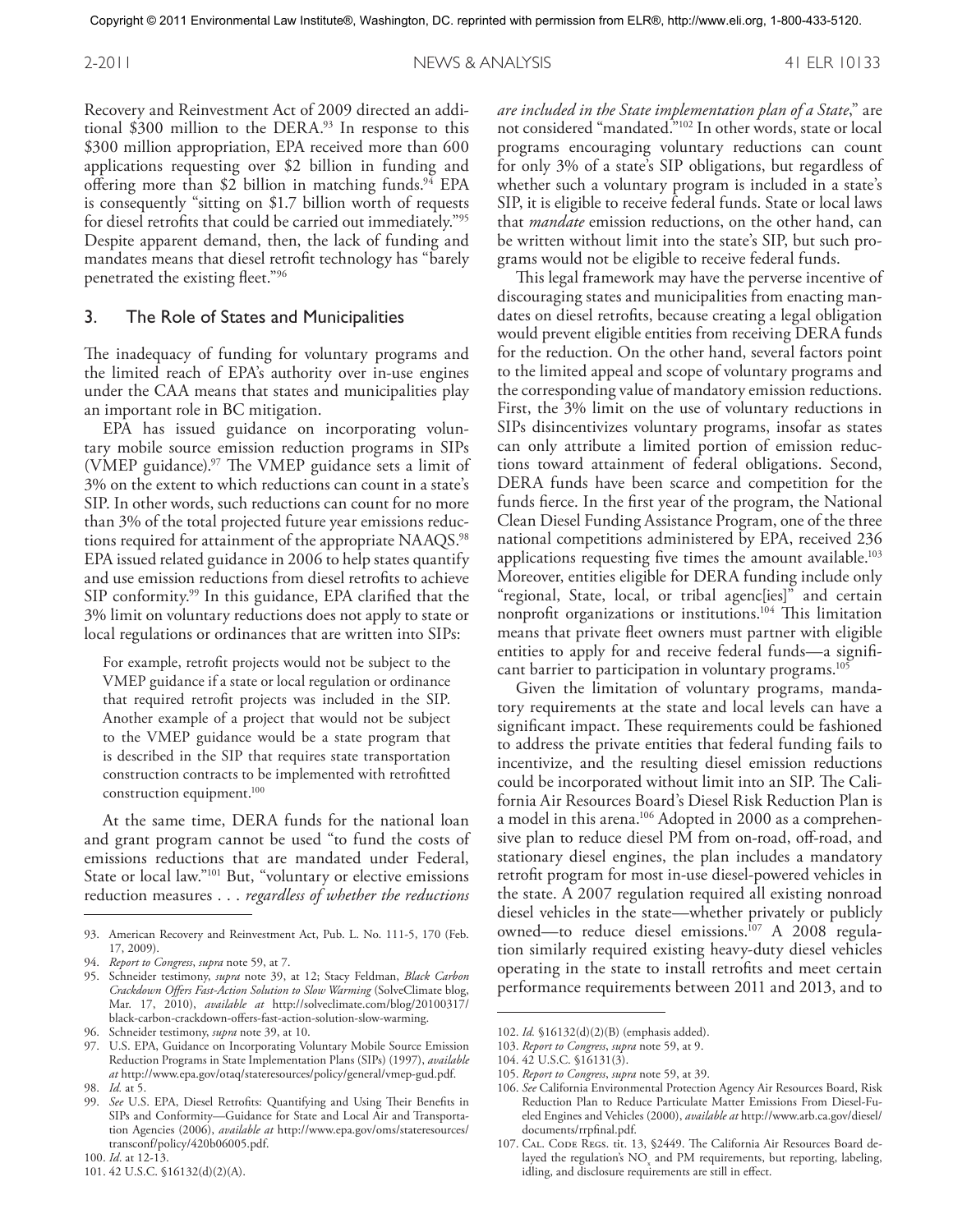Recovery and Reinvestment Act of 2009 directed an additional $300 million to the DERA.[93] In response to this $300 million appropriation, EPA received more than 600 applications requesting over $2 billion in funding and offering more than $2 billion in matching funds.[94] EPA is consequently "sitting on $1.7 billion worth of requests for diesel retrofits that could be carried out immediately."[95] Despite apparent demand, then, the lack of funding and mandates means that diesel retrofit technology has "barely penetrated the existing fleet."[96]

## 3. The Role of States and Municipalities

The inadequacy of funding for voluntary programs and the limited reach of EPA's authority over in-use engines under the CAA means that states and municipalities play an important role in BC mitigation.

EPA has issued guidance on incorporating voluntary mobile source emission reduction programs in SIPs (VMEP guidance).[97] The VMEP guidance sets a limit of 3% on the extent to which reductions can count in a state's SIP. In other words, such reductions can count for no more than 3% of the total projected future year emissions reductions required for attainment of the appropriate NAAQS.[98] EPA issued related guidance in 2006 to help states quantify and use emission reductions from diesel retrofits to achieve SIP conformity.[99] In this guidance, EPA clarified that the 3% limit on voluntary reductions does not apply to state or local regulations or ordinances that are written into SIPs:

> For example, retrofit projects would not be subject to the VMEP guidance if a state or local regulation or ordinance that required retrofit projects was included in the SIP. Another example of a project that would not be subject to the VMEP guidance would be a state program that is described in the SIP that requires state transportation construction contracts to be implemented with retrofitted construction equipment.[100]

At the same time, DERA funds for the national loan and grant program cannot be used "to fund the costs of emissions reductions that are mandated under Federal, State or local law."[101] But, "voluntary or elective emissions reduction measures . . . *regardless of whether the reductions are included in the State implementation plan of a State*," are not considered "mandated."[102] In other words, state or local programs encouraging voluntary reductions can count for only 3% of a state's SIP obligations, but regardless of whether such a voluntary program is included in a state's SIP, it is eligible to receive federal funds. State or local laws that *mandate* emission reductions, on the other hand, can be written without limit into the state's SIP, but such programs would not be eligible to receive federal funds.

This legal framework may have the perverse incentive of discouraging states and municipalities from enacting mandates on diesel retrofits, because creating a legal obligation would prevent eligible entities from receiving DERA funds for the reduction. On the other hand, several factors point to the limited appeal and scope of voluntary programs and the corresponding value of mandatory emission reductions. First, the 3% limit on the use of voluntary reductions in SIPs disincentivizes voluntary programs, insofar as states can only attribute a limited portion of emission reductions toward attainment of federal obligations. Second, DERA funds have been scarce and competition for the funds fierce. In the first year of the program, the National Clean Diesel Funding Assistance Program, one of the three national competitions administered by EPA, received 236 applications requesting five times the amount available.[103] Moreover, entities eligible for DERA funding include only "regional, State, local, or tribal agenc[ies]" and certain nonprofit organizations or institutions.[104] This limitation means that private fleet owners must partner with eligible entities to apply for and receive federal funds—a significant barrier to participation in voluntary programs.[105]

Given the limitation of voluntary programs, mandatory requirements at the state and local levels can have a significant impact. These requirements could be fashioned to address the private entities that federal funding fails to incentivize, and the resulting diesel emission reductions could be incorporated without limit into an SIP. The California Air Resources Board's Diesel Risk Reduction Plan is a model in this arena.[106] Adopted in 2000 as a comprehensive plan to reduce diesel PM from on-road, off-road, and stationary diesel engines, the plan includes a mandatory retrofit program for most in-use diesel-powered vehicles in the state. A 2007 regulation required all existing nonroad diesel vehicles in the state—whether privately or publicly owned—to reduce diesel emissions.[107] A 2008 regulation similarly required existing heavy-duty diesel vehicles operating in the state to install retrofits and meet certain performance requirements between 2011 and 2013, and to

---

93. American Recovery and Reinvestment Act, Pub. L. No. 111-5, 170 (Feb. 17, 2009).
94. *Report to Congress*, *supra* note 59, at 7.
95. Schneider testimony, *supra* note 39, at 12; Stacy Feldman, *Black Carbon Crackdown Offers Fast-Action Solution to Slow Warming* (SolveClimate blog, Mar. 17, 2010), *available at* http://solveclimate.com/blog/20100317/black-carbon-crackdown-offers-fast-action-solution-slow-warming.
96. Schneider testimony, *supra* note 39, at 10.
97. U.S. EPA, Guidance on Incorporating Voluntary Mobile Source Emission Reduction Programs in State Implementation Plans (SIPs) (1997), *available at* http://www.epa.gov/otaq/stateresources/policy/general/vmep-gud.pdf.
98. *Id.* at 5.
99. *See* U.S. EPA, Diesel Retrofits: Quantifying and Using Their Benefits in SIPs and Conformity—Guidance for State and Local Air and Transportation Agencies (2006), *available at* http://www.epa.gov/oms/stateresources/transconf/policy/420b06005.pdf.
100. *Id.* at 12-13.
101. 42 U.S.C. §16132(d)(2)(A).
102. *Id.* §16132(d)(2)(B) (emphasis added).
103. *Report to Congress*, *supra* note 59, at 9.
104. 42 U.S.C. §16131(3).
105. *Report to Congress*, *supra* note 59, at 39.
106. *See* California Environmental Protection Agency Air Resources Board, Risk Reduction Plan to Reduce Particulate Matter Emissions From Diesel-Fueled Engines and Vehicles (2000), *available at* http://www.arb.ca.gov/diesel/documents/rrpfinal.pdf.
107. Cal. Code Regs. tit. 13, §2449. The California Air Resources Board delayed the regulation's $NO_x$ and PM requirements, but reporting, labeling, idling, and disclosure requirements are still in effect.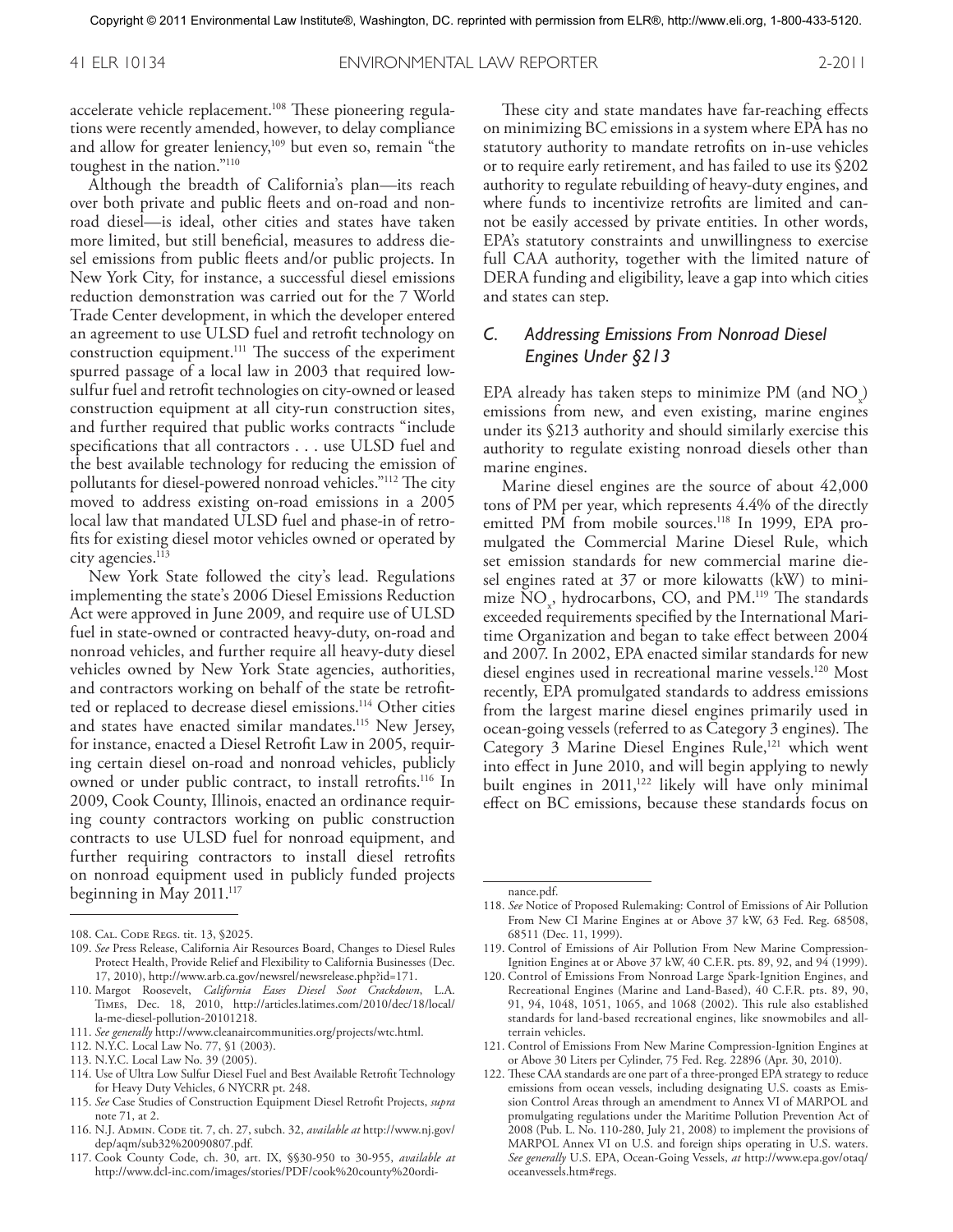accelerate vehicle replacement.[108] These pioneering regulations were recently amended, however, to delay compliance and allow for greater leniency,[109] but even so, remain "the toughest in the nation."[110]

Although the breadth of California's plan—its reach over both private and public fleets and on-road and nonroad diesel—is ideal, other cities and states have taken more limited, but still beneficial, measures to address diesel emissions from public fleets and/or public projects. In New York City, for instance, a successful diesel emissions reduction demonstration was carried out for the 7 World Trade Center development, in which the developer entered an agreement to use ULSD fuel and retrofit technology on construction equipment.[111] The success of the experiment spurred passage of a local law in 2003 that required low-sulfur fuel and retrofit technologies on city-owned or leased construction equipment at all city-run construction sites, and further required that public works contracts "include specifications that all contractors . . . use ULSD fuel and the best available technology for reducing the emission of pollutants for diesel-powered nonroad vehicles."[112] The city moved to address existing on-road emissions in a 2005 local law that mandated ULSD fuel and phase-in of retrofits for existing diesel motor vehicles owned or operated by city agencies.[113]

New York State followed the city's lead. Regulations implementing the state's 2006 Diesel Emissions Reduction Act were approved in June 2009, and require use of ULSD fuel in state-owned or contracted heavy-duty, on-road and nonroad vehicles, and further require all heavy-duty diesel vehicles owned by New York State agencies, authorities, and contractors working on behalf of the state be retrofitted or replaced to decrease diesel emissions.[114] Other cities and states have enacted similar mandates.[115] New Jersey, for instance, enacted a Diesel Retrofit Law in 2005, requiring certain diesel on-road and nonroad vehicles, publicly owned or under public contract, to install retrofits.[116] In 2009, Cook County, Illinois, enacted an ordinance requiring county contractors working on public construction contracts to use ULSD fuel for nonroad equipment, and further requiring contractors to install diesel retrofits on nonroad equipment used in publicly funded projects beginning in May 2011.[117]

These city and state mandates have far-reaching effects on minimizing BC emissions in a system where EPA has no statutory authority to mandate retrofits on in-use vehicles or to require early retirement, and has failed to use its §202 authority to regulate rebuilding of heavy-duty engines, and where funds to incentivize retrofits are limited and cannot be easily accessed by private entities. In other words, EPA's statutory constraints and unwillingness to exercise full CAA authority, together with the limited nature of DERA funding and eligibility, leave a gap into which cities and states can step.

### *C. Addressing Emissions From Nonroad Diesel Engines Under §213*

EPA already has taken steps to minimize PM (and $NO_x$) emissions from new, and even existing, marine engines under its §213 authority and should similarly exercise this authority to regulate existing nonroad diesels other than marine engines.

Marine diesel engines are the source of about 42,000 tons of PM per year, which represents 4.4% of the directly emitted PM from mobile sources.[118] In 1999, EPA promulgated the Commercial Marine Diesel Rule, which set emission standards for new commercial marine diesel engines rated at 37 or more kilowatts (kW) to minimize $NO_x$, hydrocarbons, CO, and PM.[119] The standards exceeded requirements specified by the International Maritime Organization and began to take effect between 2004 and 2007. In 2002, EPA enacted similar standards for new diesel engines used in recreational marine vessels.[120] Most recently, EPA promulgated standards to address emissions from the largest marine diesel engines primarily used in ocean-going vessels (referred to as Category 3 engines). The Category 3 Marine Diesel Engines Rule,[121] which went into effect in June 2010, and will begin applying to newly built engines in 2011,[122] likely will have only minimal effect on BC emissions, because these standards focus on

---

108. Cal. Code Regs. tit. 13, §2025.
109. *See* Press Release, California Air Resources Board, Changes to Diesel Rules Protect Health, Provide Relief and Flexibility to California Businesses (Dec. 17, 2010), http://www.arb.ca.gov/newsrel/newsrelease.php?id=171.
110. Margot Roosevelt, *California Eases Diesel Soot Crackdown*, L.A. Times, Dec. 18, 2010, http://articles.latimes.com/2010/dec/18/local/la-me-diesel-pollution-20101218.
111. *See generally* http://www.cleanaircommunities.org/projects/wtc.html.
112. N.Y.C. Local Law No. 77, §1 (2003).
113. N.Y.C. Local Law No. 39 (2005).
114. Use of Ultra Low Sulfur Diesel Fuel and Best Available Retrofit Technology for Heavy Duty Vehicles, 6 NYCRR pt. 248.
115. *See* Case Studies of Construction Equipment Diesel Retrofit Projects, *supra* note 71, at 2.
116. N.J. Admin. Code tit. 7, ch. 27, subch. 32, *available at* http://www.nj.gov/dep/aqm/sub32%20090807.pdf.
117. Cook County Code, ch. 30, art. IX, §§30-950 to 30-955, *available at* http://www.dcl-inc.com/images/stories/PDF/cook%20county%20ordinance.pdf.
118. *See* Notice of Proposed Rulemaking: Control of Emissions of Air Pollution From New CI Marine Engines at or Above 37 kW, 63 Fed. Reg. 68508, 68511 (Dec. 11, 1999).
119. Control of Emissions of Air Pollution From New Marine Compression-Ignition Engines at or Above 37 kW, 40 C.F.R. pts. 89, 92, and 94 (1999).
120. Control of Emissions From Nonroad Large Spark-Ignition Engines, and Recreational Engines (Marine and Land-Based), 40 C.F.R. pts. 89, 90, 91, 94, 1048, 1051, 1065, and 1068 (2002). This rule also established standards for land-based recreational engines, like snowmobiles and all-terrain vehicles.
121. Control of Emissions From New Marine Compression-Ignition Engines at or Above 30 Liters per Cylinder, 75 Fed. Reg. 22896 (Apr. 30, 2010).
122. These CAA standards are one part of a three-pronged EPA strategy to reduce emissions from ocean vessels, including designating U.S. coasts as Emission Control Areas through an amendment to Annex VI of MARPOL and promulgating regulations under the Maritime Pollution Prevention Act of 2008 (Pub. L. No. 110-280, July 21, 2008) to implement the provisions of MARPOL Annex VI on U.S. and foreign ships operating in U.S. waters. *See generally* U.S. EPA, Ocean-Going Vessels, *at* http://www.epa.gov/otaq/oceanvessels.htm#regs.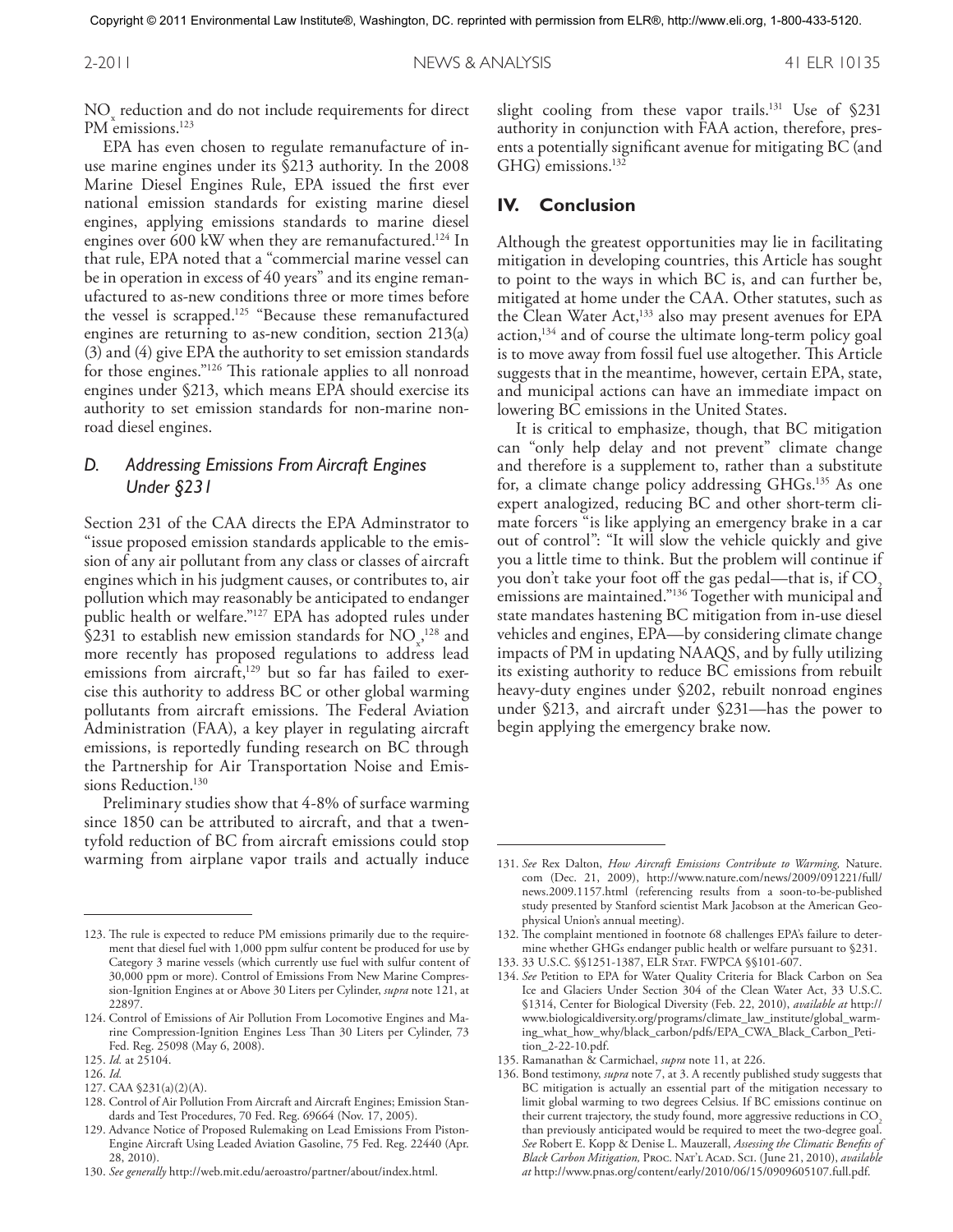$NO_x$ reduction and do not include requirements for direct PM emissions.[123]

EPA has even chosen to regulate remanufacture of in-use marine engines under its §213 authority. In the 2008 Marine Diesel Engines Rule, EPA issued the first ever national emission standards for existing marine diesel engines, applying emissions standards to marine diesel engines over 600 kW when they are remanufactured.[124] In that rule, EPA noted that a "commercial marine vessel can be in operation in excess of 40 years" and its engine remanufactured to as-new conditions three or more times before the vessel is scrapped.[125] "Because these remanufactured engines are returning to as-new condition, section 213(a) (3) and (4) give EPA the authority to set emission standards for those engines."[126] This rationale applies to all nonroad engines under §213, which means EPA should exercise its authority to set emission standards for non-marine nonroad diesel engines.

### *D. Addressing Emissions From Aircraft Engines Under §231*

Section 231 of the CAA directs the EPA Adminstrator to "issue proposed emission standards applicable to the emission of any air pollutant from any class or classes of aircraft engines which in his judgment causes, or contributes to, air pollution which may reasonably be anticipated to endanger public health or welfare."[127] EPA has adopted rules under §231 to establish new emission standards for $NO_x$,[128] and more recently has proposed regulations to address lead emissions from aircraft,[129] but so far has failed to exercise this authority to address BC or other global warming pollutants from aircraft emissions. The Federal Aviation Administration (FAA), a key player in regulating aircraft emissions, is reportedly funding research on BC through the Partnership for Air Transportation Noise and Emissions Reduction.[130]

Preliminary studies show that 4-8% of surface warming since 1850 can be attributed to aircraft, and that a twentyfold reduction of BC from aircraft emissions could stop warming from airplane vapor trails and actually induce slight cooling from these vapor trails.[131] Use of §231 authority in conjunction with FAA action, therefore, presents a potentially significant avenue for mitigating BC (and GHG) emissions.[132]

## IV. Conclusion

Although the greatest opportunities may lie in facilitating mitigation in developing countries, this Article has sought to point to the ways in which BC is, and can further be, mitigated at home under the CAA. Other statutes, such as the Clean Water Act,[133] also may present avenues for EPA action,[134] and of course the ultimate long-term policy goal is to move away from fossil fuel use altogether. This Article suggests that in the meantime, however, certain EPA, state, and municipal actions can have an immediate impact on lowering BC emissions in the United States.

It is critical to emphasize, though, that BC mitigation can "only help delay and not prevent" climate change and therefore is a supplement to, rather than a substitute for, a climate change policy addressing GHGs.[135] As one expert analogized, reducing BC and other short-term climate forcers "is like applying an emergency brake in a car out of control": "It will slow the vehicle quickly and give you a little time to think. But the problem will continue if you don't take your foot off the gas pedal—that is, if $CO_2$ emissions are maintained."[136] Together with municipal and state mandates hastening BC mitigation from in-use diesel vehicles and engines, EPA—by considering climate change impacts of PM in updating NAAQS, and by fully utilizing its existing authority to reduce BC emissions from rebuilt heavy-duty engines under §202, rebuilt nonroad engines under §213, and aircraft under §231—has the power to begin applying the emergency brake now.

---

123. The rule is expected to reduce PM emissions primarily due to the requirement that diesel fuel with 1,000 ppm sulfur content be produced for use by Category 3 marine vessels (which currently use fuel with sulfur content of 30,000 ppm or more). Control of Emissions From New Marine Compression-Ignition Engines at or Above 30 Liters per Cylinder, *supra* note 121, at 22897.

124. Control of Emissions of Air Pollution From Locomotive Engines and Marine Compression-Ignition Engines Less Than 30 Liters per Cylinder, 73 Fed. Reg. 25098 (May 6, 2008).

125. *Id.* at 25104.

126. *Id.*

127. CAA §231(a)(2)(A).

128. Control of Air Pollution From Aircraft and Aircraft Engines; Emission Standards and Test Procedures, 70 Fed. Reg. 69664 (Nov. 17, 2005).

129. Advance Notice of Proposed Rulemaking on Lead Emissions From Piston-Engine Aircraft Using Leaded Aviation Gasoline, 75 Fed. Reg. 22440 (Apr. 28, 2010).

130. *See generally* http://web.mit.edu/aeroastro/partner/about/index.html.

131. *See* Rex Dalton, *How Aircraft Emissions Contribute to Warming,* Nature.com (Dec. 21, 2009), http://www.nature.com/news/2009/091221/full/news.2009.1157.html (referencing results from a soon-to-be-published study presented by Stanford scientist Mark Jacobson at the American Geophysical Union's annual meeting).

132. The complaint mentioned in footnote 68 challenges EPA's failure to determine whether GHGs endanger public health or welfare pursuant to §231.

133. 33 U.S.C. §§1251-1387, ELR Stat. FWPCA §§101-607.

134. *See* Petition to EPA for Water Quality Criteria for Black Carbon on Sea Ice and Glaciers Under Section 304 of the Clean Water Act, 33 U.S.C. §1314, Center for Biological Diversity (Feb. 22, 2010), *available at* http://www.biologicaldiversity.org/programs/climate_law_institute/global_warming_what_how_why/black_carbon/pdfs/EPA_CWA_Black_Carbon_Petition_2-22-10.pdf.

135. Ramanathan & Carmichael, *supra* note 11, at 226.

136. Bond testimony, *supra* note 7, at 3. A recently published study suggests that BC mitigation is actually an essential part of the mitigation necessary to limit global warming to two degrees Celsius. If BC emissions continue on their current trajectory, the study found, more aggressive reductions in $CO_2$ than previously anticipated would be required to meet the two-degree goal. *See* Robert E. Kopp & Denise L. Mauzerall, *Assessing the Climatic Benefits of Black Carbon Mitigation,* Proc. Nat'l Acad. Sci. (June 21, 2010), *available at* http://www.pnas.org/content/early/2010/06/15/0909605107.full.pdf.